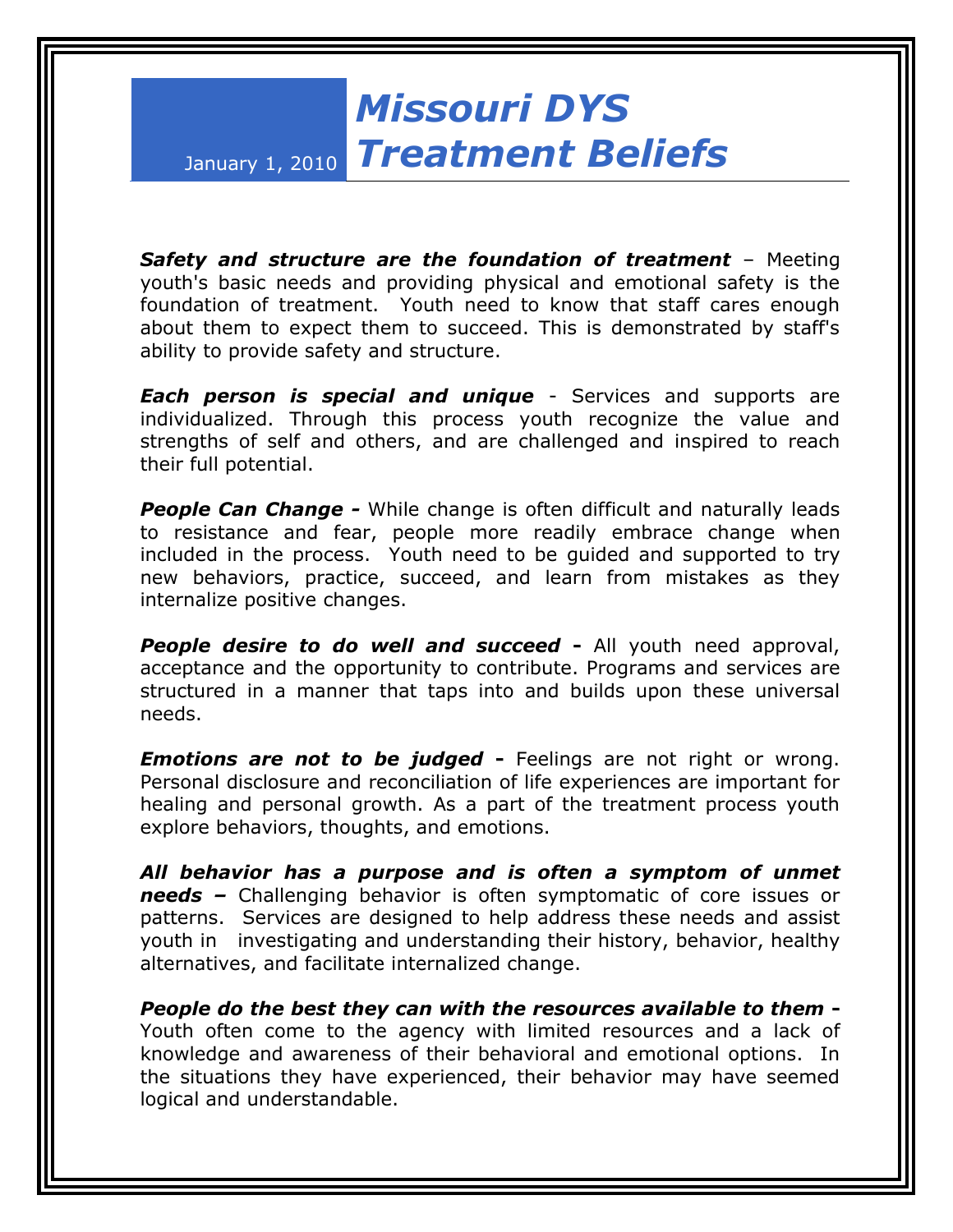January 1, 2010

# Missouri DYS Treatment Beliefs

***Safety and structure are the foundation of treatment*** – Meeting youth's basic needs and providing physical and emotional safety is the foundation of treatment. Youth need to know that staff cares enough about them to expect them to succeed. This is demonstrated by staff's ability to provide safety and structure.

***Each person is special and unique*** - Services and supports are individualized. Through this process youth recognize the value and strengths of self and others, and are challenged and inspired to reach their full potential.

***People Can Change -*** While change is often difficult and naturally leads to resistance and fear, people more readily embrace change when included in the process. Youth need to be guided and supported to try new behaviors, practice, succeed, and learn from mistakes as they internalize positive changes.

***People desire to do well and succeed -*** All youth need approval, acceptance and the opportunity to contribute. Programs and services are structured in a manner that taps into and builds upon these universal needs.

***Emotions are not to be judged -*** Feelings are not right or wrong. Personal disclosure and reconciliation of life experiences are important for healing and personal growth. As a part of the treatment process youth explore behaviors, thoughts, and emotions.

***All behavior has a purpose and is often a symptom of unmet needs –*** Challenging behavior is often symptomatic of core issues or patterns. Services are designed to help address these needs and assist youth in investigating and understanding their history, behavior, healthy alternatives, and facilitate internalized change.

***People do the best they can with the resources available to them -*** Youth often come to the agency with limited resources and a lack of knowledge and awareness of their behavioral and emotional options. In the situations they have experienced, their behavior may have seemed logical and understandable.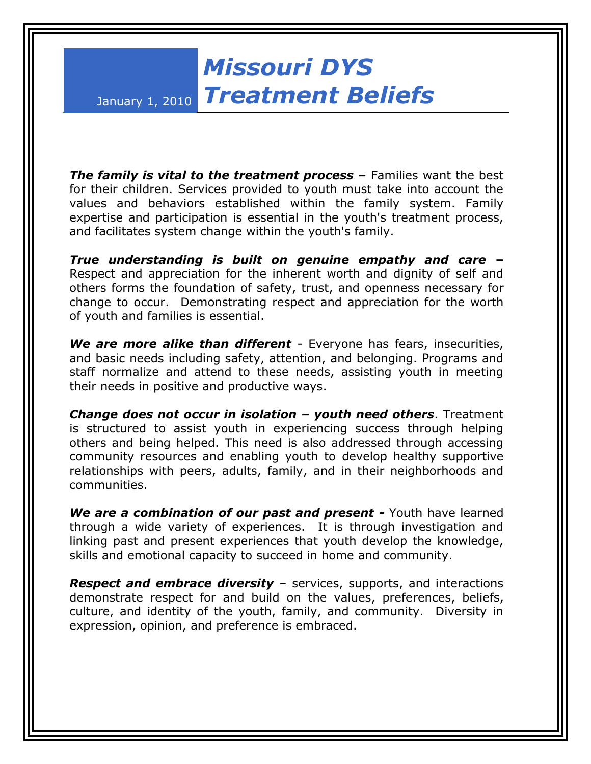January 1, 2010

# Missouri DYS Treatment Beliefs

***The family is vital to the treatment process –*** Families want the best for their children. Services provided to youth must take into account the values and behaviors established within the family system. Family expertise and participation is essential in the youth's treatment process, and facilitates system change within the youth's family.

***True understanding is built on genuine empathy and care –*** Respect and appreciation for the inherent worth and dignity of self and others forms the foundation of safety, trust, and openness necessary for change to occur. Demonstrating respect and appreciation for the worth of youth and families is essential.

***We are more alike than different*** - Everyone has fears, insecurities, and basic needs including safety, attention, and belonging. Programs and staff normalize and attend to these needs, assisting youth in meeting their needs in positive and productive ways.

***Change does not occur in isolation – youth need others***. Treatment is structured to assist youth in experiencing success through helping others and being helped. This need is also addressed through accessing community resources and enabling youth to develop healthy supportive relationships with peers, adults, family, and in their neighborhoods and communities.

***We are a combination of our past and present -*** Youth have learned through a wide variety of experiences. It is through investigation and linking past and present experiences that youth develop the knowledge, skills and emotional capacity to succeed in home and community.

***Respect and embrace diversity*** – services, supports, and interactions demonstrate respect for and build on the values, preferences, beliefs, culture, and identity of the youth, family, and community. Diversity in expression, opinion, and preference is embraced.